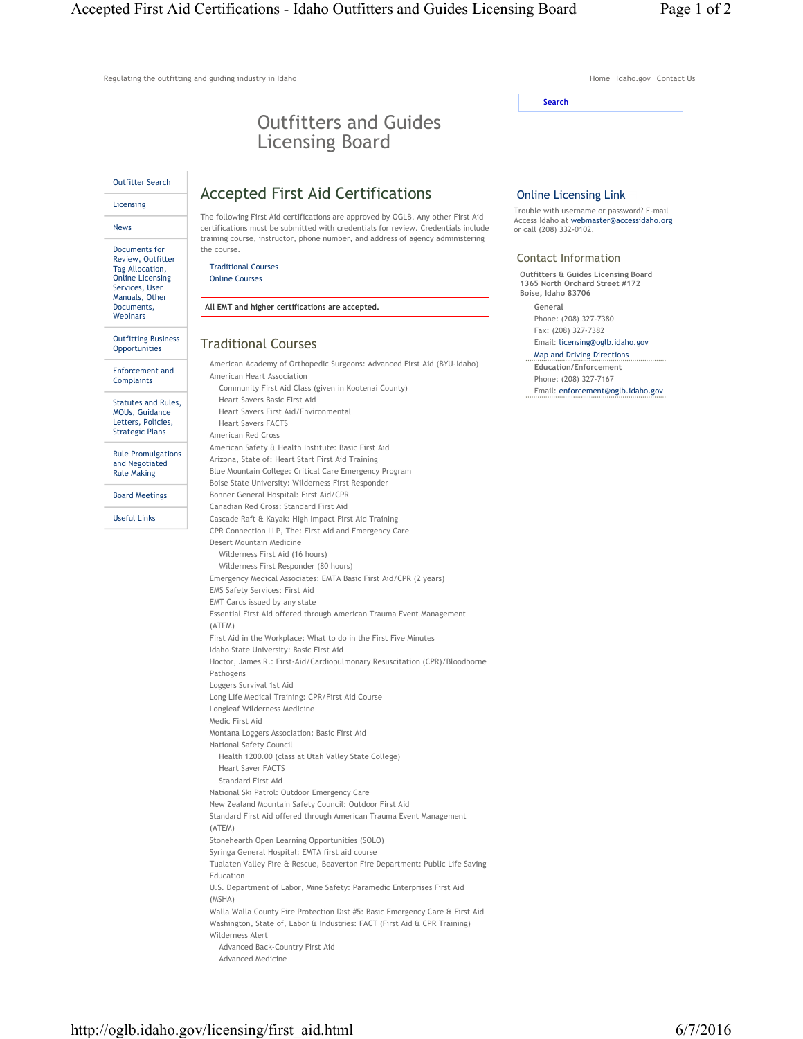Regulating the outfitting and guiding industry in Idaho

Home Idaho.gov Contact Us

Search

# Outfitters and Guides Licensing Board

- Outfitter Search
- Licensing
- News
- Documents for Review, Outfitter Tag Allocation, Online Licensing Services, User Manuals, Other Documents, Webinars
- Outfitting Business Opportunities
- Enforcement and Complaints
- Statutes and Rules, MOUs, Guidance Letters, Policies, Strategic Plans
- Rule Promulgations and Negotiated Rule Making
- Board Meetings
- Useful Links

## Accepted First Aid Certifications

The following First Aid certifications are approved by OGLB. Any other First Aid certifications must be submitted with credentials for review. Credentials include training course, instructor, phone number, and address of agency administering the course.

- Traditional Courses
- Online Courses

**All EMT and higher certifications are accepted.**

## Traditional Courses

- American Academy of Orthopedic Surgeons: Advanced First Aid (BYU-Idaho)
- American Heart Association
  - Community First Aid Class (given in Kootenai County)
  - Heart Savers Basic First Aid
  - Heart Savers First Aid/Environmental
  - Heart Savers FACTS
- American Red Cross
- American Safety & Health Institute: Basic First Aid
- Arizona, State of: Heart Start First Aid Training
- Blue Mountain College: Critical Care Emergency Program
- Boise State University: Wilderness First Responder
- Bonner General Hospital: First Aid/CPR
- Canadian Red Cross: Standard First Aid
- Cascade Raft & Kayak: High Impact First Aid Training
- CPR Connection LLP, The: First Aid and Emergency Care
- Desert Mountain Medicine
  - Wilderness First Aid (16 hours)
  - Wilderness First Responder (80 hours)
- Emergency Medical Associates: EMTA Basic First Aid/CPR (2 years)
- EMS Safety Services: First Aid
- EMT Cards issued by any state
- Essential First Aid offered through American Trauma Event Management (ATEM)
- First Aid in the Workplace: What to do in the First Five Minutes
- Idaho State University: Basic First Aid
- Hoctor, James R.: First-Aid/Cardiopulmonary Resuscitation (CPR)/Bloodborne Pathogens
- Loggers Survival 1st Aid
- Long Life Medical Training: CPR/First Aid Course
- Longleaf Wilderness Medicine
- Medic First Aid
- Montana Loggers Association: Basic First Aid
- National Safety Council
  - Health 1200.00 (class at Utah Valley State College)
  - Heart Saver FACTS
  - Standard First Aid
- National Ski Patrol: Outdoor Emergency Care
- New Zealand Mountain Safety Council: Outdoor First Aid
- Standard First Aid offered through American Trauma Event Management (ATEM)
- Stonehearth Open Learning Opportunities (SOLO)
- Syringa General Hospital: EMTA first aid course
- Tualaten Valley Fire & Rescue, Beaverton Fire Department: Public Life Saving Education
- U.S. Department of Labor, Mine Safety: Paramedic Enterprises First Aid (MSHA)
- Walla Walla County Fire Protection Dist #5: Basic Emergency Care & First Aid
- Washington, State of, Labor & Industries: FACT (First Aid & CPR Training)
- Wilderness Alert
  - Advanced Back-Country First Aid
  - Advanced Medicine

## Online Licensing Link

Trouble with username or password? E-mail Access Idaho at webmaster@accessidaho.org or call (208) 332-0102.

## Contact Information

**Outfitters & Guides Licensing Board**
**1365 North Orchard Street #172**
**Boise, Idaho 83706**

**General**
Phone: (208) 327-7380
Fax: (208) 327-7382
Email: licensing@oglb.idaho.gov
Map and Driving Directions

**Education/Enforcement**
Phone: (208) 327-7167
Email: enforcement@oglb.idaho.gov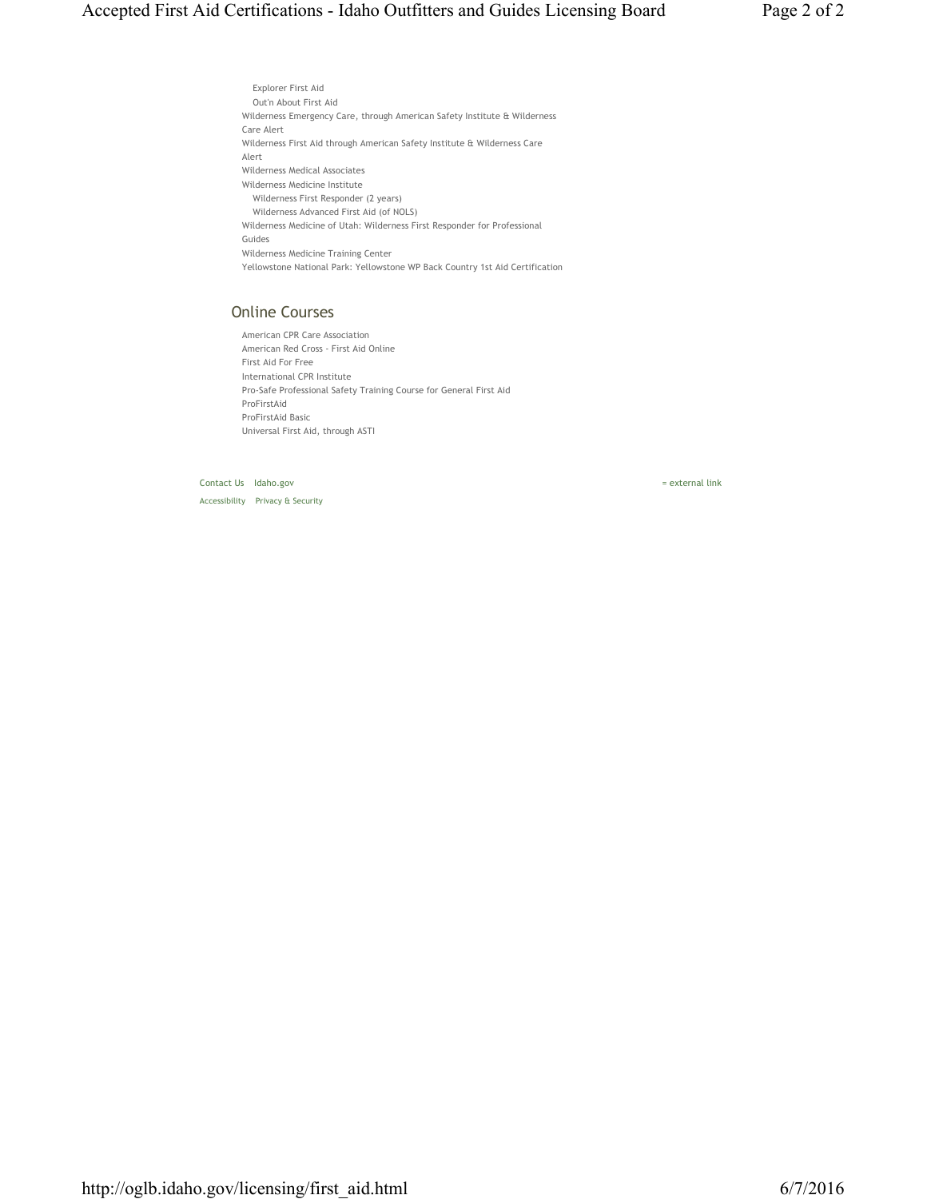- Explorer First Aid
- Out'n About First Aid

- Wilderness Emergency Care, through American Safety Institute & Wilderness Care Alert
- Wilderness First Aid through American Safety Institute & Wilderness Care Alert
- Wilderness Medical Associates
- Wilderness Medicine Institute
  - Wilderness First Responder (2 years)
  - Wilderness Advanced First Aid (of NOLS)
- Wilderness Medicine of Utah: Wilderness First Responder for Professional Guides
- Wilderness Medicine Training Center
- Yellowstone National Park: Yellowstone WP Back Country 1st Aid Certification

## Online Courses

- American CPR Care Association
- American Red Cross - First Aid Online
- First Aid For Free
- International CPR Institute
- Pro-Safe Professional Safety Training Course for General First Aid
- ProFirstAid
- ProFirstAid Basic
- Universal First Aid, through ASTI

Contact Us Idaho.gov = external link

Accessibility Privacy & Security